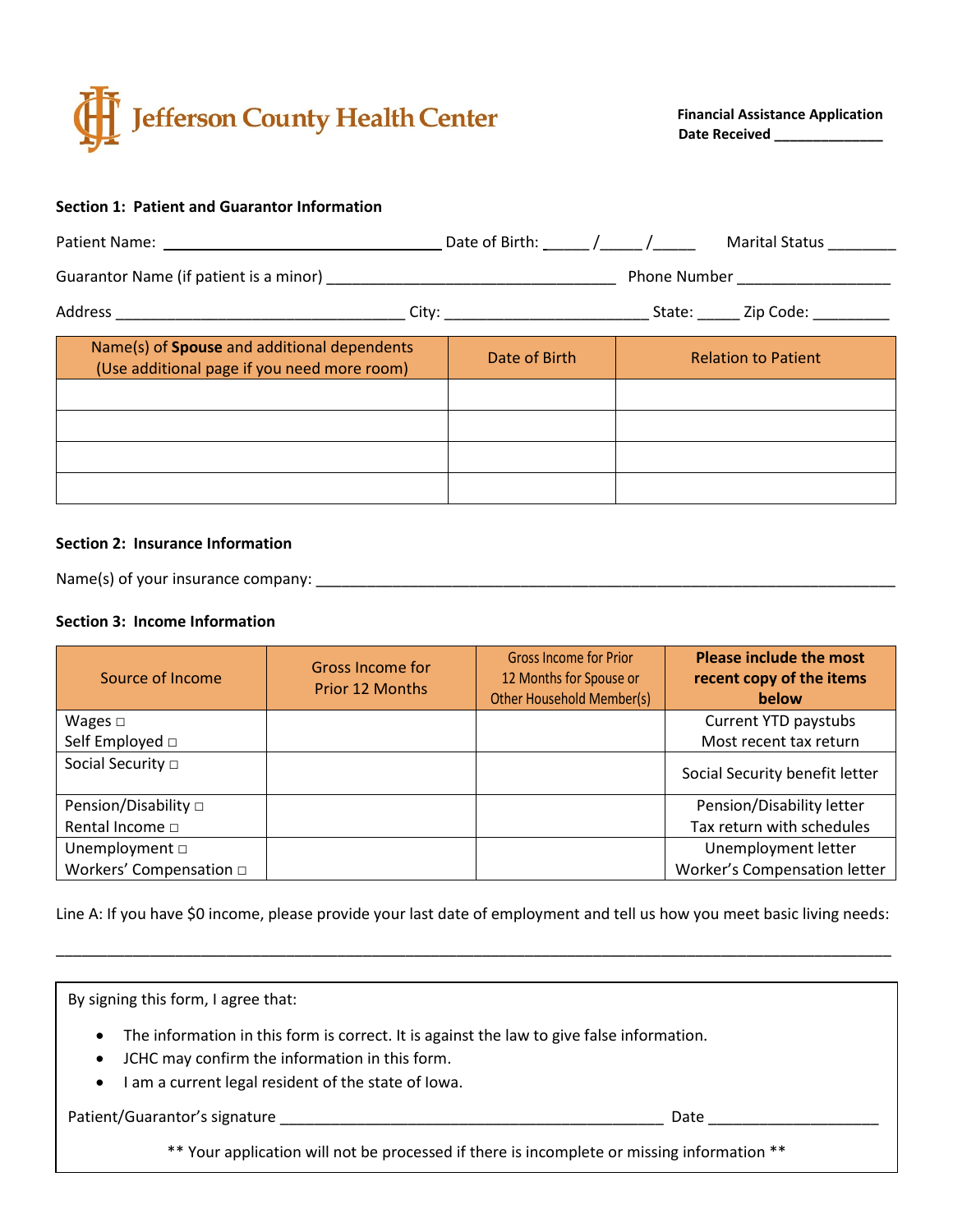# Jefferson County Health Center

**Financial Assistance Application**
**Date Received _____________**

**Section 1: Patient and Guarantor Information**

Patient Name: ________________________________ Date of Birth: _____ /_____ /_____ Marital Status ________

Guarantor Name (if patient is a minor) _________________________________ Phone Number _________________

Address _________________________________ City: _______________________ State: _____ Zip Code: _________

| Name(s) of **Spouse** and additional dependents (Use additional page if you need more room) | Date of Birth | Relation to Patient |
|---|---|---|
| | | |
| | | |
| | | |
| | | |

**Section 2: Insurance Information**

Name(s) of your insurance company: ____________________________________________________________________

**Section 3: Income Information**

| Source of Income | Gross Income for Prior 12 Months | Gross Income for Prior 12 Months for Spouse or Other Household Member(s) | **Please include the most recent copy of the items below** |
|---|---|---|---|
| Wages □<br>Self Employed □ | | | Current YTD paystubs<br>Most recent tax return |
| Social Security □ | | | Social Security benefit letter |
| Pension/Disability □<br>Rental Income □ | | | Pension/Disability letter<br>Tax return with schedules |
| Unemployment □<br>Workers' Compensation □ | | | Unemployment letter<br>Worker's Compensation letter |

Line A: If you have $0 income, please provide your last date of employment and tell us how you meet basic living needs:

______________________________________________________________________________________________

By signing this form, I agree that:

- The information in this form is correct. It is against the law to give false information.
- JCHC may confirm the information in this form.
- I am a current legal resident of the state of Iowa.

Patient/Guarantor's signature _____________________________________________ Date ____________________

** Your application will not be processed if there is incomplete or missing information **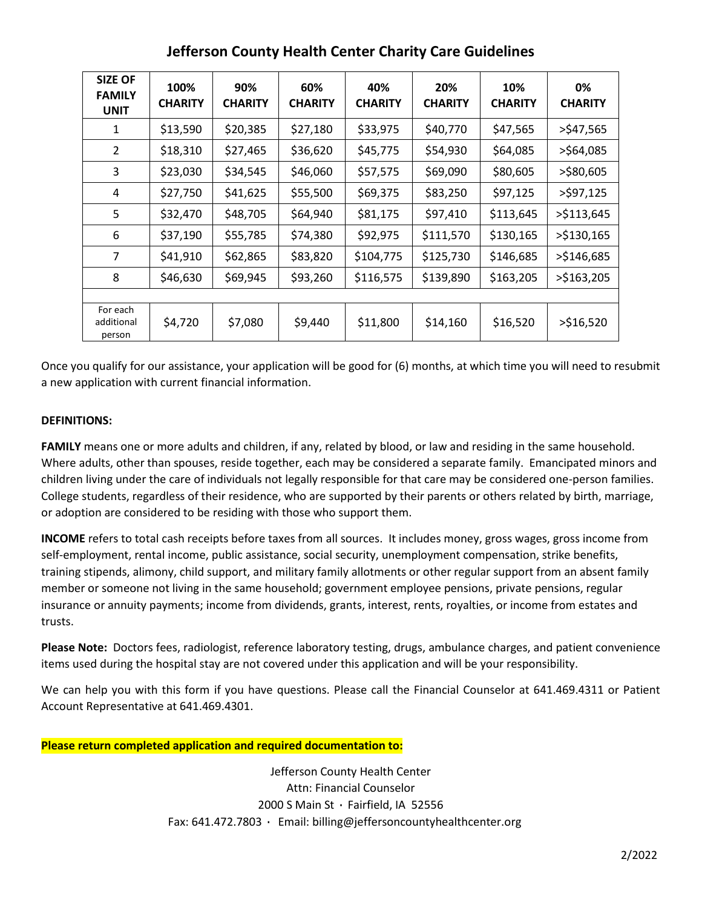# Jefferson County Health Center Charity Care Guidelines

| SIZE OF FAMILY UNIT | 100% CHARITY | 90% CHARITY | 60% CHARITY | 40% CHARITY | 20% CHARITY | 10% CHARITY | 0% CHARITY |
|---|---|---|---|---|---|---|---|
| 1 | $13,590 | $20,385 | $27,180 | $33,975 | $40,770 | $47,565 | >$47,565 |
| 2 | $18,310 | $27,465 | $36,620 | $45,775 | $54,930 | $64,085 | >$64,085 |
| 3 | $23,030 | $34,545 | $46,060 | $57,575 | $69,090 | $80,605 | >$80,605 |
| 4 | $27,750 | $41,625 | $55,500 | $69,375 | $83,250 | $97,125 | >$97,125 |
| 5 | $32,470 | $48,705 | $64,940 | $81,175 | $97,410 | $113,645 | >$113,645 |
| 6 | $37,190 | $55,785 | $74,380 | $92,975 | $111,570 | $130,165 | >$130,165 |
| 7 | $41,910 | $62,865 | $83,820 | $104,775 | $125,730 | $146,685 | >$146,685 |
| 8 | $46,630 | $69,945 | $93,260 | $116,575 | $139,890 | $163,205 | >$163,205 |
| | | | | | | | |
| For each additional person | $4,720 | $7,080 | $9,440 | $11,800 | $14,160 | $16,520 | >$16,520 |

Once you qualify for our assistance, your application will be good for (6) months, at which time you will need to resubmit a new application with current financial information.

**DEFINITIONS:**

**FAMILY** means one or more adults and children, if any, related by blood, or law and residing in the same household. Where adults, other than spouses, reside together, each may be considered a separate family. Emancipated minors and children living under the care of individuals not legally responsible for that care may be considered one-person families. College students, regardless of their residence, who are supported by their parents or others related by birth, marriage, or adoption are considered to be residing with those who support them.

**INCOME** refers to total cash receipts before taxes from all sources. It includes money, gross wages, gross income from self-employment, rental income, public assistance, social security, unemployment compensation, strike benefits, training stipends, alimony, child support, and military family allotments or other regular support from an absent family member or someone not living in the same household; government employee pensions, private pensions, regular insurance or annuity payments; income from dividends, grants, interest, rents, royalties, or income from estates and trusts.

**Please Note:** Doctors fees, radiologist, reference laboratory testing, drugs, ambulance charges, and patient convenience items used during the hospital stay are not covered under this application and will be your responsibility.

We can help you with this form if you have questions. Please call the Financial Counselor at 641.469.4311 or Patient Account Representative at 641.469.4301.

**Please return completed application and required documentation to:**

Jefferson County Health Center
Attn: Financial Counselor
2000 S Main St · Fairfield, IA 52556
Fax: 641.472.7803 · Email: billing@jeffersoncountyhealthcenter.org

2/2022